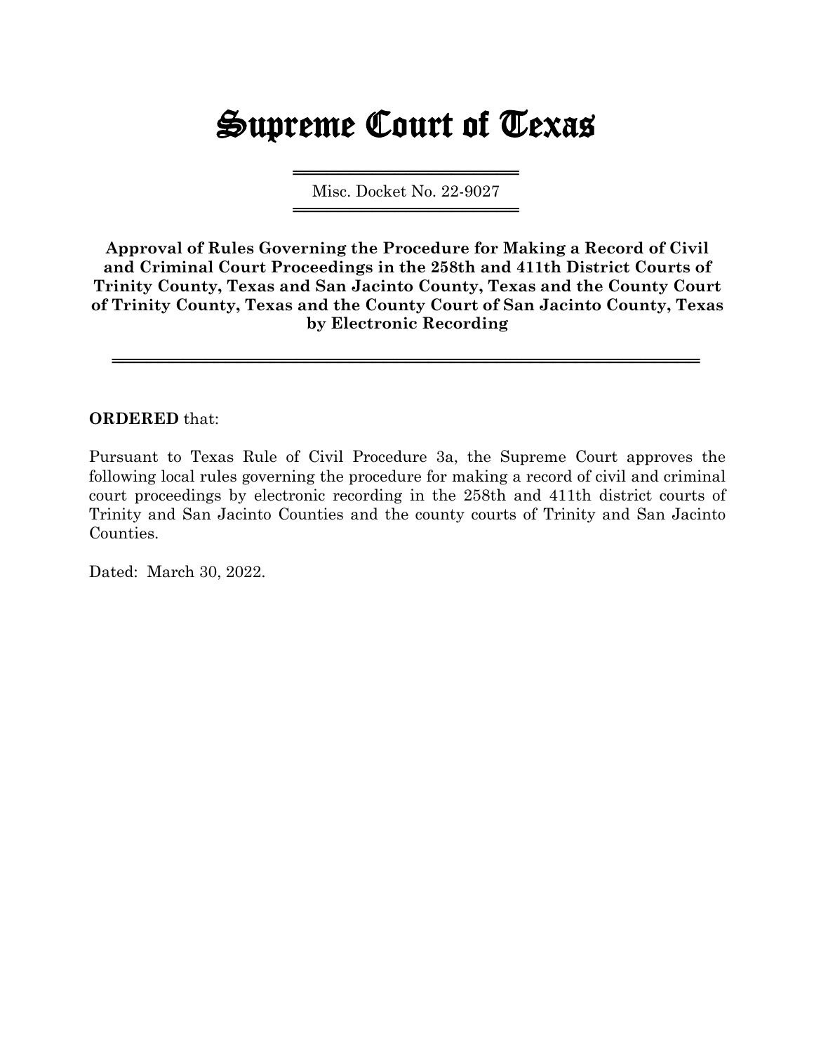# Supreme Court of Texas

Misc. Docket No. 22-9027

**Approval of Rules Governing the Procedure for Making a Record of Civil and Criminal Court Proceedings in the 258th and 411th District Courts of Trinity County, Texas and San Jacinto County, Texas and the County Court of Trinity County, Texas and the County Court of San Jacinto County, Texas by Electronic Recording**

**ORDERED** that:

Pursuant to Texas Rule of Civil Procedure 3a, the Supreme Court approves the following local rules governing the procedure for making a record of civil and criminal court proceedings by electronic recording in the 258th and 411th district courts of Trinity and San Jacinto Counties and the county courts of Trinity and San Jacinto Counties.

Dated: March 30, 2022.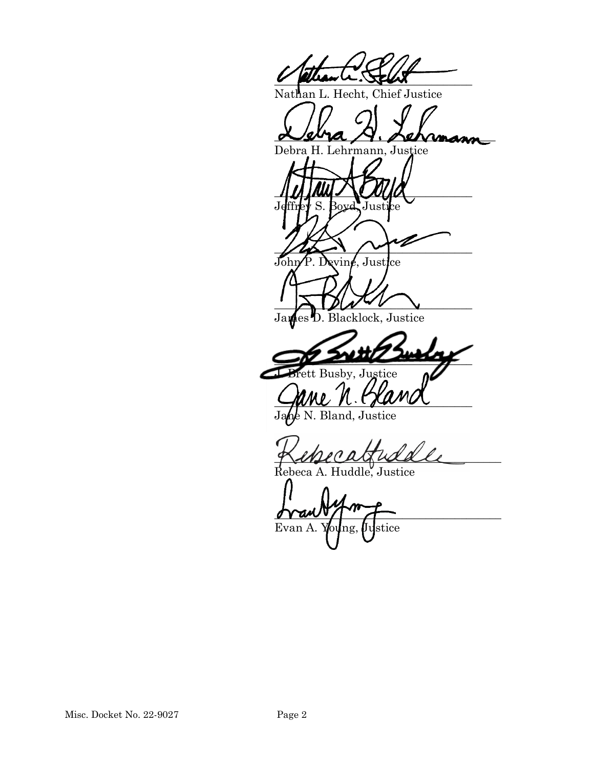\_\_\_\_\_\_\_\_\_\_\_\_\_\_\_\_\_\_\_\_\_\_\_\_\_\_\_\_\_\_\_\_\_\_\_\_\_\_\_\_

Nathan L. Hecht, Chief Justice

\_\_\_\_\_\_\_\_\_\_\_\_\_\_\_\_\_\_\_\_\_\_\_\_\_\_\_\_\_\_\_\_\_\_\_\_\_\_\_\_

Debra H. Lehrmann, Justice

\_\_\_\_\_\_\_\_\_\_\_\_\_\_\_\_\_\_\_\_\_\_\_\_\_\_\_\_\_\_\_\_\_\_\_\_\_\_\_\_

Jeffrey S. Boyd, Justice

\_\_\_\_\_\_\_\_\_\_\_\_\_\_\_\_\_\_\_\_\_\_\_\_\_\_\_\_\_\_\_\_\_\_\_\_\_\_\_\_

John P. Devine, Justice

\_\_\_\_\_\_\_\_\_\_\_\_\_\_\_\_\_\_\_\_\_\_\_\_\_\_\_\_\_\_\_\_\_\_\_\_\_\_\_\_

James D. Blacklock, Justice

\_\_\_\_\_\_\_\_\_\_\_\_\_\_\_\_\_\_\_\_\_\_\_\_\_\_\_\_\_\_\_\_\_\_\_\_\_\_\_\_

J. Brett Busby, Justice

\_\_\_\_\_\_\_\_\_\_\_\_\_\_\_\_\_\_\_\_\_\_\_\_\_\_\_\_\_\_\_\_\_\_\_\_\_\_\_\_

Jane N. Bland, Justice

\_\_\_\_\_\_\_\_\_\_\_\_\_\_\_\_\_\_\_\_\_\_\_\_\_\_\_\_\_\_\_\_\_\_\_\_\_\_\_\_

Rebeca A. Huddle, Justice

\_\_\_\_\_\_\_\_\_\_\_\_\_\_\_\_\_\_\_\_\_\_\_\_\_\_\_\_\_\_\_\_\_\_\_\_\_\_\_\_

Evan A. Young, Justice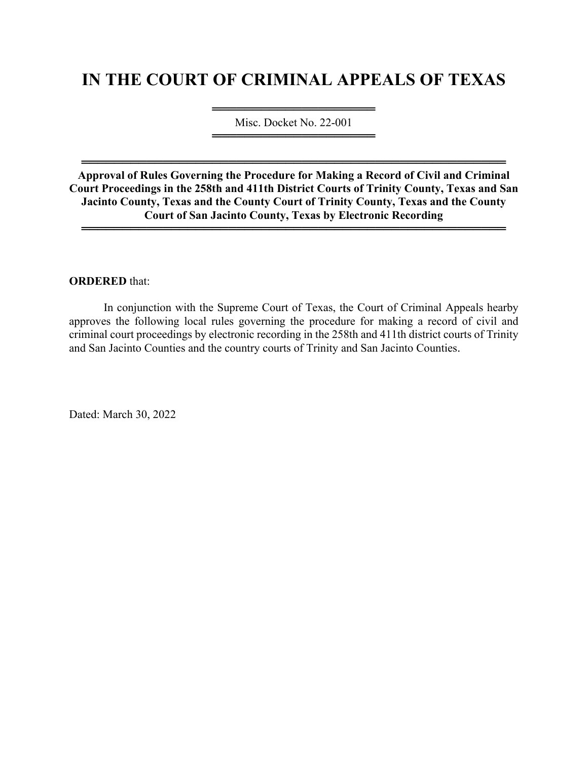# IN THE COURT OF CRIMINAL APPEALS OF TEXAS

Misc. Docket No. 22-001

**Approval of Rules Governing the Procedure for Making a Record of Civil and Criminal Court Proceedings in the 258th and 411th District Courts of Trinity County, Texas and San Jacinto County, Texas and the County Court of Trinity County, Texas and the County Court of San Jacinto County, Texas by Electronic Recording**

**ORDERED** that:

In conjunction with the Supreme Court of Texas, the Court of Criminal Appeals hearby approves the following local rules governing the procedure for making a record of civil and criminal court proceedings by electronic recording in the 258th and 411th district courts of Trinity and San Jacinto Counties and the country courts of Trinity and San Jacinto Counties.

Dated: March 30, 2022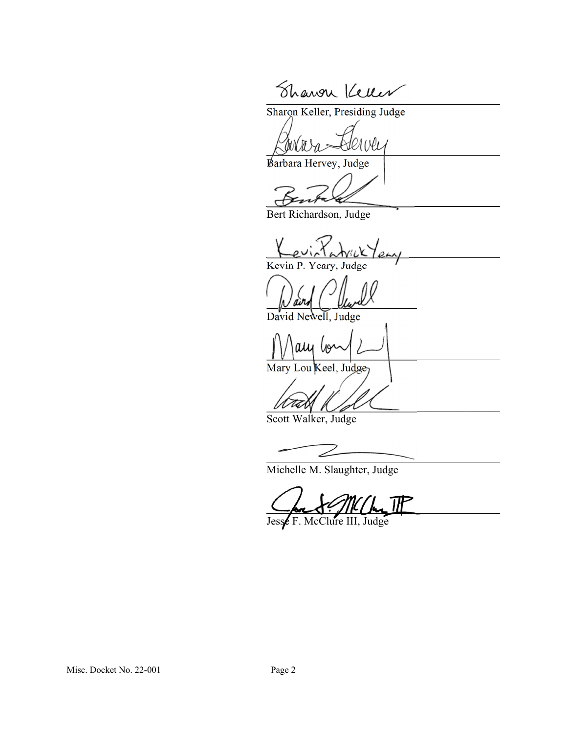Sharon Keller, Presiding Judge

Barbara Hervey, Judge

Bert Richardson, Judge

Kevin P. Yeary, Judge

David Newell, Judge

Mary Lou Keel, Judge

Scott Walker, Judge

Michelle M. Slaughter, Judge

Jesse F. McClure III, Judge

Misc. Docket No. 22-001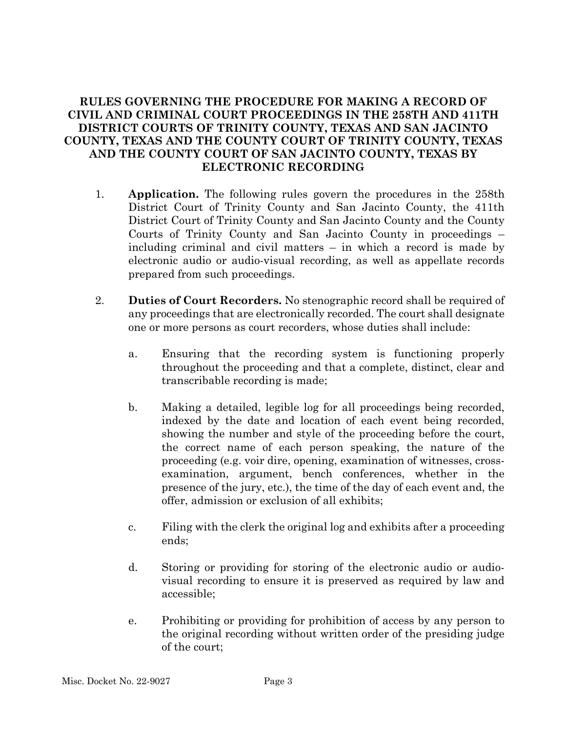**RULES GOVERNING THE PROCEDURE FOR MAKING A RECORD OF CIVIL AND CRIMINAL COURT PROCEEDINGS IN THE 258TH AND 411TH DISTRICT COURTS OF TRINITY COUNTY, TEXAS AND SAN JACINTO COUNTY, TEXAS AND THE COUNTY COURT OF TRINITY COUNTY, TEXAS AND THE COUNTY COURT OF SAN JACINTO COUNTY, TEXAS BY ELECTRONIC RECORDING**

1. **Application.** The following rules govern the procedures in the 258th District Court of Trinity County and San Jacinto County, the 411th District Court of Trinity County and San Jacinto County and the County Courts of Trinity County and San Jacinto County in proceedings – including criminal and civil matters – in which a record is made by electronic audio or audio-visual recording, as well as appellate records prepared from such proceedings.

2. **Duties of Court Recorders.** No stenographic record shall be required of any proceedings that are electronically recorded. The court shall designate one or more persons as court recorders, whose duties shall include:

   a. Ensuring that the recording system is functioning properly throughout the proceeding and that a complete, distinct, clear and transcribable recording is made;

   b. Making a detailed, legible log for all proceedings being recorded, indexed by the date and location of each event being recorded, showing the number and style of the proceeding before the court, the correct name of each person speaking, the nature of the proceeding (e.g. voir dire, opening, examination of witnesses, cross-examination, argument, bench conferences, whether in the presence of the jury, etc.), the time of the day of each event and, the offer, admission or exclusion of all exhibits;

   c. Filing with the clerk the original log and exhibits after a proceeding ends;

   d. Storing or providing for storing of the electronic audio or audio-visual recording to ensure it is preserved as required by law and accessible;

   e. Prohibiting or providing for prohibition of access by any person to the original recording without written order of the presiding judge of the court;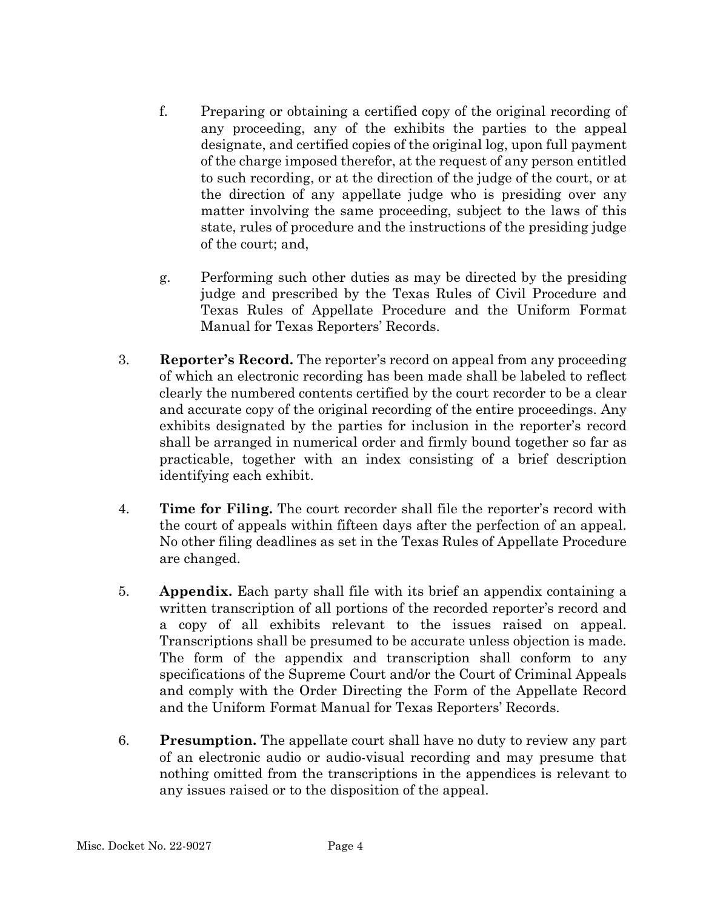f. Preparing or obtaining a certified copy of the original recording of any proceeding, any of the exhibits the parties to the appeal designate, and certified copies of the original log, upon full payment of the charge imposed therefor, at the request of any person entitled to such recording, or at the direction of the judge of the court, or at the direction of any appellate judge who is presiding over any matter involving the same proceeding, subject to the laws of this state, rules of procedure and the instructions of the presiding judge of the court; and,

g. Performing such other duties as may be directed by the presiding judge and prescribed by the Texas Rules of Civil Procedure and Texas Rules of Appellate Procedure and the Uniform Format Manual for Texas Reporters' Records.

3. **Reporter's Record.** The reporter's record on appeal from any proceeding of which an electronic recording has been made shall be labeled to reflect clearly the numbered contents certified by the court recorder to be a clear and accurate copy of the original recording of the entire proceedings. Any exhibits designated by the parties for inclusion in the reporter's record shall be arranged in numerical order and firmly bound together so far as practicable, together with an index consisting of a brief description identifying each exhibit.

4. **Time for Filing.** The court recorder shall file the reporter's record with the court of appeals within fifteen days after the perfection of an appeal. No other filing deadlines as set in the Texas Rules of Appellate Procedure are changed.

5. **Appendix.** Each party shall file with its brief an appendix containing a written transcription of all portions of the recorded reporter's record and a copy of all exhibits relevant to the issues raised on appeal. Transcriptions shall be presumed to be accurate unless objection is made. The form of the appendix and transcription shall conform to any specifications of the Supreme Court and/or the Court of Criminal Appeals and comply with the Order Directing the Form of the Appellate Record and the Uniform Format Manual for Texas Reporters' Records.

6. **Presumption.** The appellate court shall have no duty to review any part of an electronic audio or audio-visual recording and may presume that nothing omitted from the transcriptions in the appendices is relevant to any issues raised or to the disposition of the appeal.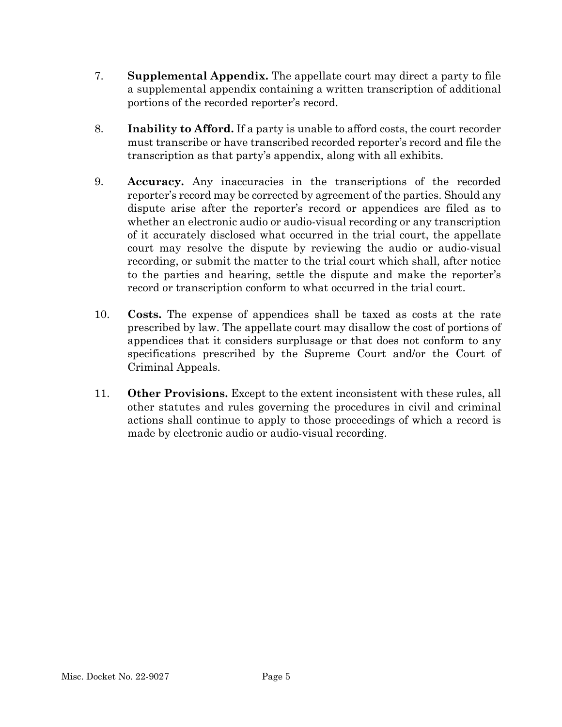7. **Supplemental Appendix.** The appellate court may direct a party to file a supplemental appendix containing a written transcription of additional portions of the recorded reporter's record.

8. **Inability to Afford.** If a party is unable to afford costs, the court recorder must transcribe or have transcribed recorded reporter's record and file the transcription as that party's appendix, along with all exhibits.

9. **Accuracy.** Any inaccuracies in the transcriptions of the recorded reporter's record may be corrected by agreement of the parties. Should any dispute arise after the reporter's record or appendices are filed as to whether an electronic audio or audio-visual recording or any transcription of it accurately disclosed what occurred in the trial court, the appellate court may resolve the dispute by reviewing the audio or audio-visual recording, or submit the matter to the trial court which shall, after notice to the parties and hearing, settle the dispute and make the reporter's record or transcription conform to what occurred in the trial court.

10. **Costs.** The expense of appendices shall be taxed as costs at the rate prescribed by law. The appellate court may disallow the cost of portions of appendices that it considers surplusage or that does not conform to any specifications prescribed by the Supreme Court and/or the Court of Criminal Appeals.

11. **Other Provisions.** Except to the extent inconsistent with these rules, all other statutes and rules governing the procedures in civil and criminal actions shall continue to apply to those proceedings of which a record is made by electronic audio or audio-visual recording.